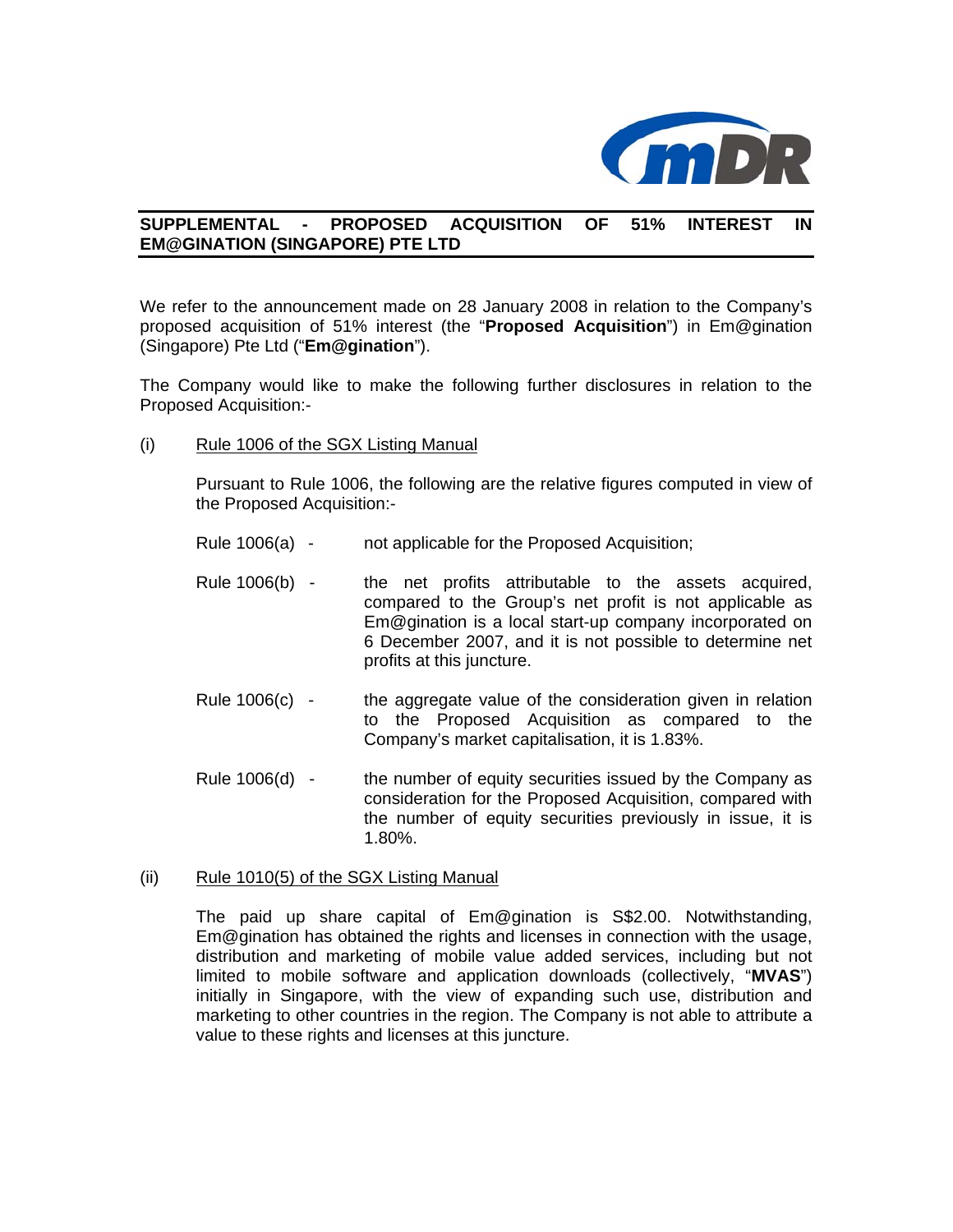## SUPPLEMENTAL - PROPOSED ACQUISITION OF 51% INTEREST IN EM@GINATION (SINGAPORE) PTE LTD

We refer to the announcement made on 28 January 2008 in relation to the Company's proposed acquisition of 51% interest (the "**Proposed Acquisition**") in Em@gination (Singapore) Pte Ltd ("**Em@gination**").

The Company would like to make the following further disclosures in relation to the Proposed Acquisition:-

(i) Rule 1006 of the SGX Listing Manual

Pursuant to Rule 1006, the following are the relative figures computed in view of the Proposed Acquisition:-

Rule 1006(a) - not applicable for the Proposed Acquisition;

Rule 1006(b) - the net profits attributable to the assets acquired, compared to the Group's net profit is not applicable as Em@gination is a local start-up company incorporated on 6 December 2007, and it is not possible to determine net profits at this juncture.

Rule 1006(c) - the aggregate value of the consideration given in relation to the Proposed Acquisition as compared to the Company's market capitalisation, it is 1.83%.

Rule 1006(d) - the number of equity securities issued by the Company as consideration for the Proposed Acquisition, compared with the number of equity securities previously in issue, it is 1.80%.

(ii) Rule 1010(5) of the SGX Listing Manual

The paid up share capital of Em@gination is S$2.00. Notwithstanding, Em@gination has obtained the rights and licenses in connection with the usage, distribution and marketing of mobile value added services, including but not limited to mobile software and application downloads (collectively, "**MVAS**") initially in Singapore, with the view of expanding such use, distribution and marketing to other countries in the region. The Company is not able to attribute a value to these rights and licenses at this juncture.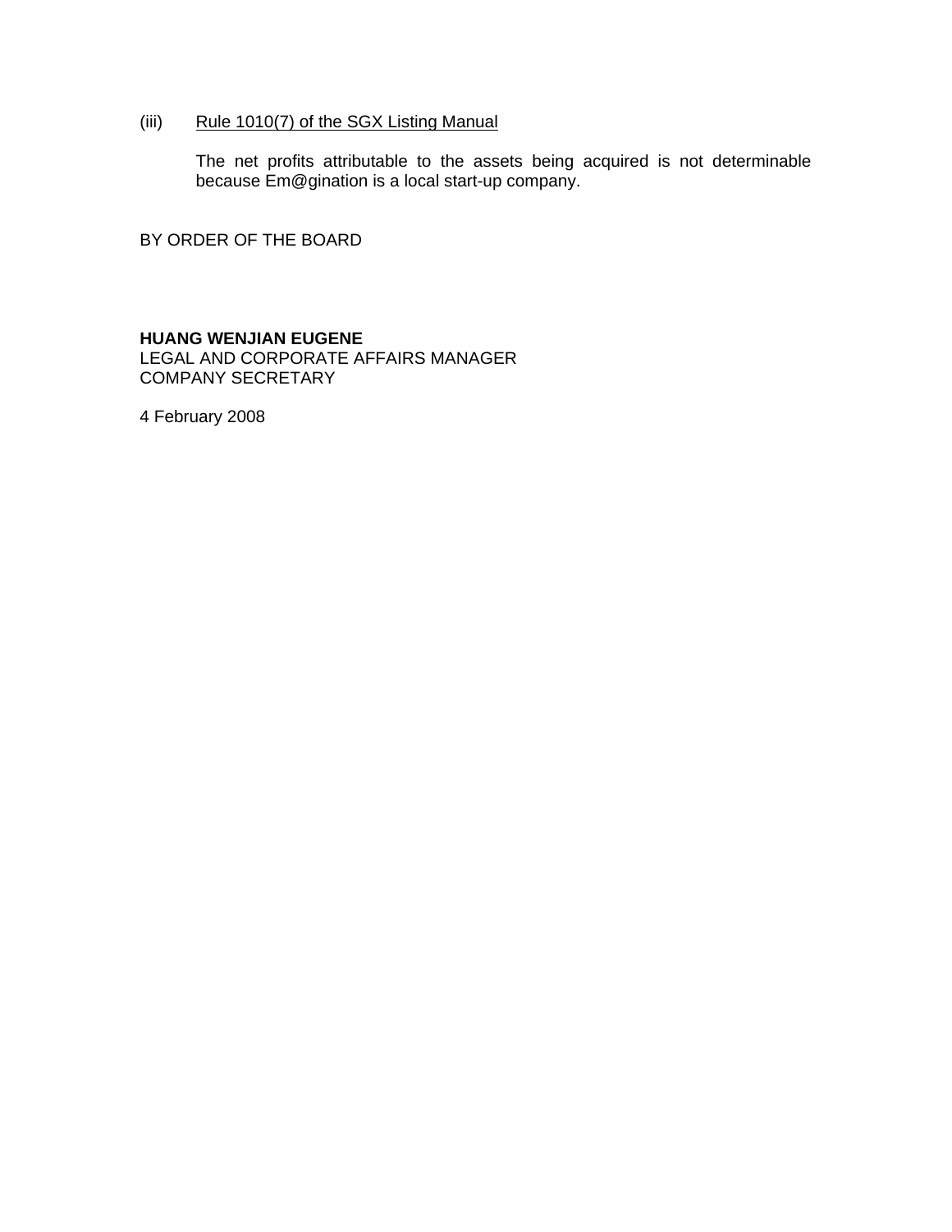(iii) <u>Rule 1010(7) of the SGX Listing Manual</u>

The net profits attributable to the assets being acquired is not determinable because Em@gination is a local start-up company.

BY ORDER OF THE BOARD

**HUANG WENJIAN EUGENE**
LEGAL AND CORPORATE AFFAIRS MANAGER
COMPANY SECRETARY

4 February 2008